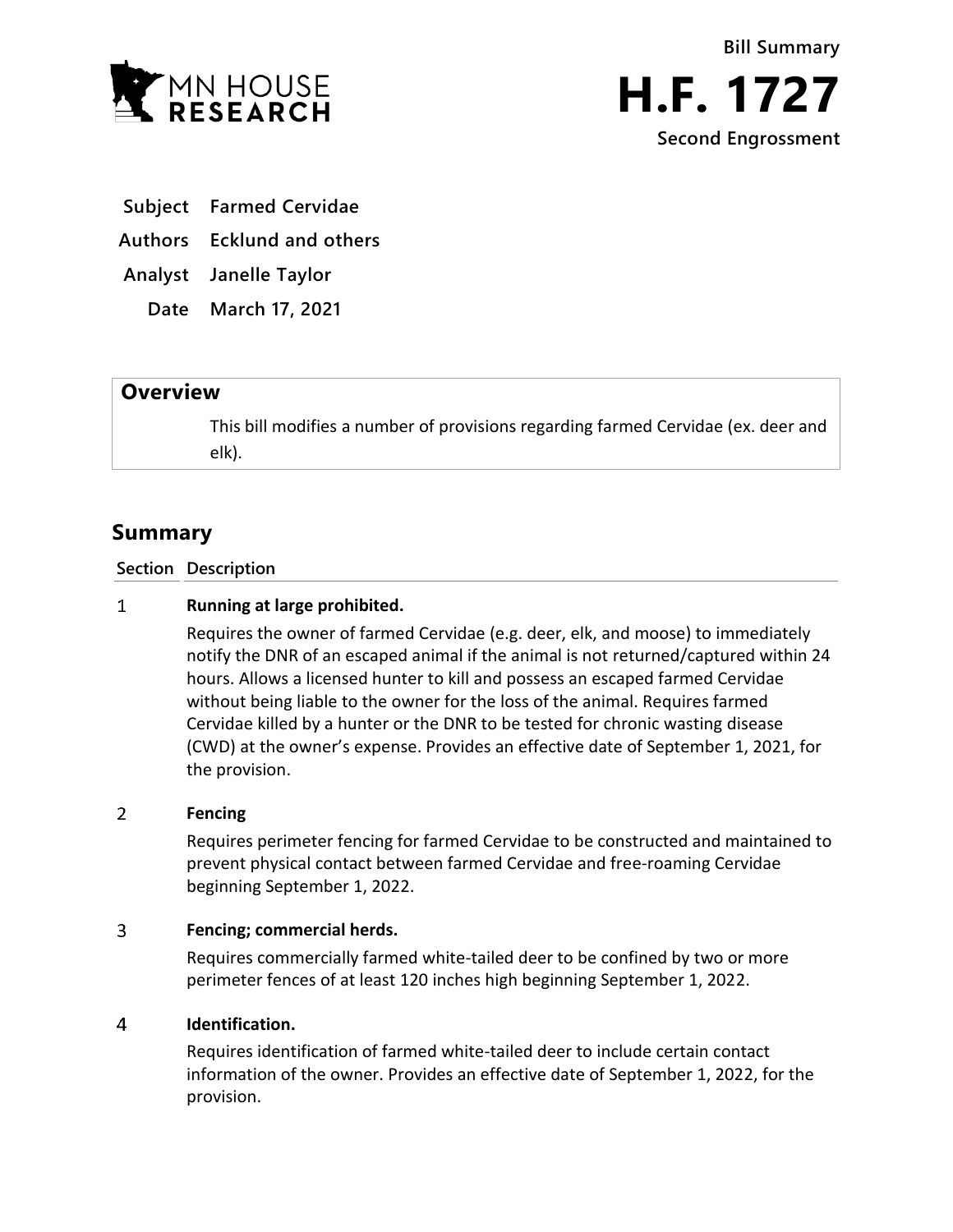Bill Summary

# H.F. 1727

Second Engrossment

**Subject** Farmed Cervidae

**Authors** Ecklund and others

**Analyst** Janelle Taylor

**Date** March 17, 2021

## Overview

This bill modifies a number of provisions regarding farmed Cervidae (ex. deer and elk).

## Summary

| Section | Description |
|---|---|
| 1 | **Running at large prohibited.**<br>Requires the owner of farmed Cervidae (e.g. deer, elk, and moose) to immediately notify the DNR of an escaped animal if the animal is not returned/captured within 24 hours. Allows a licensed hunter to kill and possess an escaped farmed Cervidae without being liable to the owner for the loss of the animal. Requires farmed Cervidae killed by a hunter or the DNR to be tested for chronic wasting disease (CWD) at the owner's expense. Provides an effective date of September 1, 2021, for the provision. |
| 2 | **Fencing**<br>Requires perimeter fencing for farmed Cervidae to be constructed and maintained to prevent physical contact between farmed Cervidae and free-roaming Cervidae beginning September 1, 2022. |
| 3 | **Fencing; commercial herds.**<br>Requires commercially farmed white-tailed deer to be confined by two or more perimeter fences of at least 120 inches high beginning September 1, 2022. |
| 4 | **Identification.**<br>Requires identification of farmed white-tailed deer to include certain contact information of the owner. Provides an effective date of September 1, 2022, for the provision. |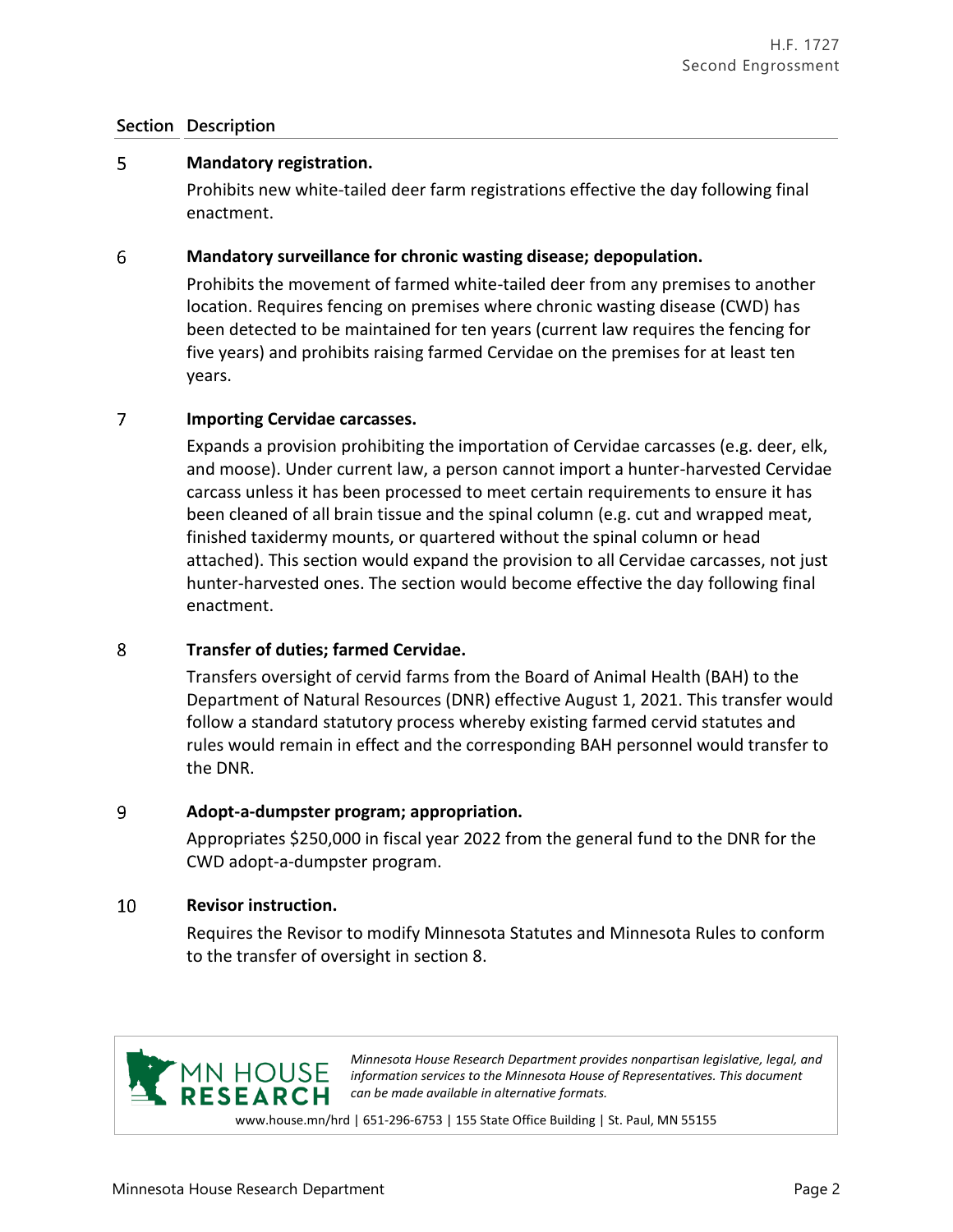| Section | Description |
|---|---|
| 5 | **Mandatory registration.** Prohibits new white-tailed deer farm registrations effective the day following final enactment. |
| 6 | **Mandatory surveillance for chronic wasting disease; depopulation.** Prohibits the movement of farmed white-tailed deer from any premises to another location. Requires fencing on premises where chronic wasting disease (CWD) has been detected to be maintained for ten years (current law requires the fencing for five years) and prohibits raising farmed Cervidae on the premises for at least ten years. |
| 7 | **Importing Cervidae carcasses.** Expands a provision prohibiting the importation of Cervidae carcasses (e.g. deer, elk, and moose). Under current law, a person cannot import a hunter-harvested Cervidae carcass unless it has been processed to meet certain requirements to ensure it has been cleaned of all brain tissue and the spinal column (e.g. cut and wrapped meat, finished taxidermy mounts, or quartered without the spinal column or head attached). This section would expand the provision to all Cervidae carcasses, not just hunter-harvested ones. The section would become effective the day following final enactment. |
| 8 | **Transfer of duties; farmed Cervidae.** Transfers oversight of cervid farms from the Board of Animal Health (BAH) to the Department of Natural Resources (DNR) effective August 1, 2021. This transfer would follow a standard statutory process whereby existing farmed cervid statutes and rules would remain in effect and the corresponding BAH personnel would transfer to the DNR. |
| 9 | **Adopt-a-dumpster program; appropriation.** Appropriates $250,000 in fiscal year 2022 from the general fund to the DNR for the CWD adopt-a-dumpster program. |
| 10 | **Revisor instruction.** Requires the Revisor to modify Minnesota Statutes and Minnesota Rules to conform to the transfer of oversight in section 8. |

MN HOUSE RESEARCH

*Minnesota House Research Department provides nonpartisan legislative, legal, and information services to the Minnesota House of Representatives. This document can be made available in alternative formats.*

www.house.mn/hrd | 651-296-6753 | 155 State Office Building | St. Paul, MN 55155